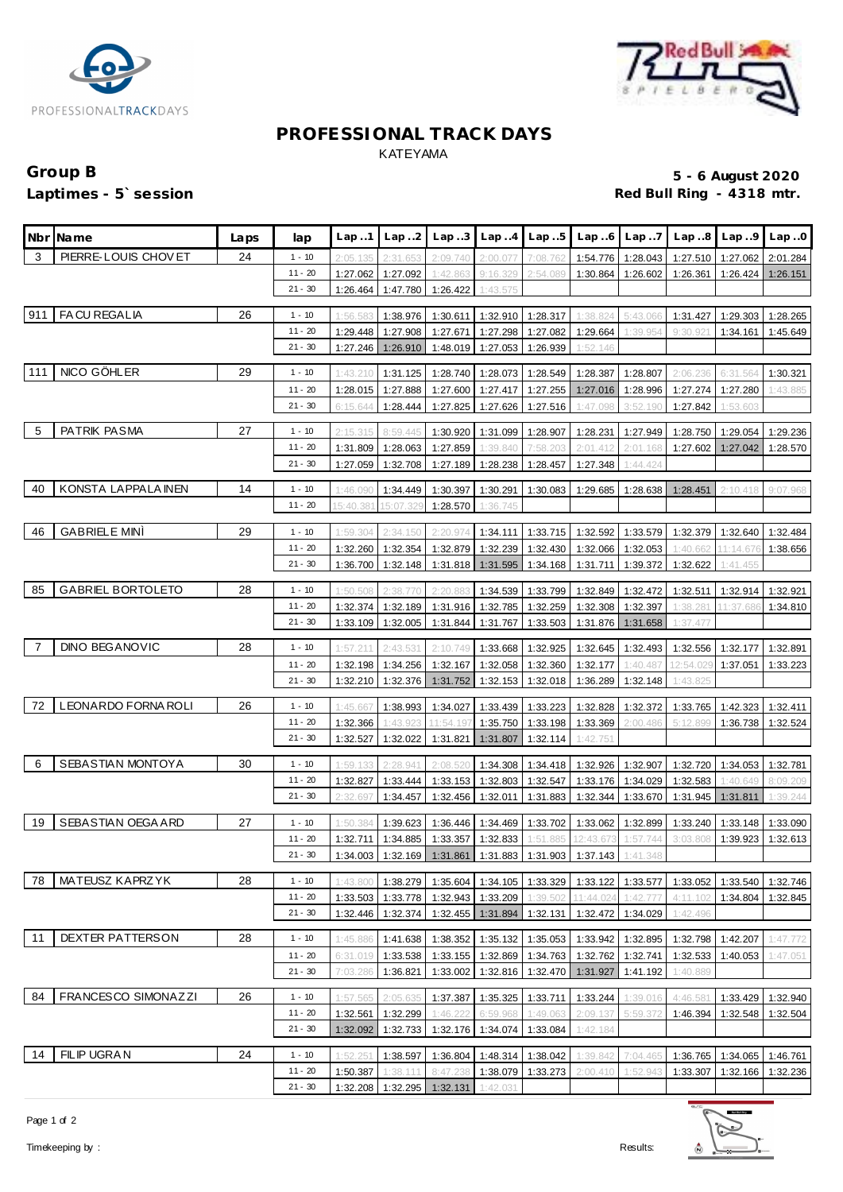# PROFESSIONAL TRACK DAYS

KATEYAMA

**Group B**
**Laptimes - 5` session**

**5 - 6 August 2020**
**Red Bull Ring - 4318 mtr.**

| Nbr | Name | Laps | lap | Lap..1 | Lap..2 | Lap..3 | Lap..4 | Lap..5 | Lap..6 | Lap..7 | Lap..8 | Lap..9 | Lap..0 |
|---|---|---|---|---|---|---|---|---|---|---|---|---|---|
| 3 | PIERRE-LOUIS CHOVET | 24 | 1 - 10 | 2:05.135 | 2:31.653 | 2:09.740 | 2:00.077 | 7:08.762 | 1:54.776 | 1:28.043 | 1:27.510 | 1:27.062 | 2:01.284 |
| | | | 11 - 20 | 1:27.062 | 1:27.092 | 1:42.863 | 9:16.329 | 2:54.089 | 1:30.864 | 1:26.602 | 1:26.361 | 1:26.424 | 1:26.151 |
| | | | 21 - 30 | 1:26.464 | 1:47.780 | 1:26.422 | 1:43.575 | | | | | | |
| 911 | FACU REGALIA | 26 | 1 - 10 | 1:56.583 | 1:38.976 | 1:30.611 | 1:32.910 | 1:28.317 | 1:38.824 | 5:43.066 | 1:31.427 | 1:29.303 | 1:28.265 |
| | | | 11 - 20 | 1:29.448 | 1:27.908 | 1:27.671 | 1:27.298 | 1:27.082 | 1:29.664 | 1:39.954 | 9:30.921 | 1:34.161 | 1:45.649 |
| | | | 21 - 30 | 1:27.246 | 1:26.910 | 1:48.019 | 1:27.053 | 1:26.939 | 1:52.146 | | | | |
| 111 | NICO GÖHLER | 29 | 1 - 10 | 1:43.210 | 1:31.125 | 1:28.740 | 1:28.073 | 1:28.549 | 1:28.387 | 1:28.807 | 2:06.236 | 6:31.564 | 1:30.321 |
| | | | 11 - 20 | 1:28.015 | 1:27.888 | 1:27.600 | 1:27.417 | 1:27.255 | 1:27.016 | 1:28.996 | 1:27.274 | 1:27.280 | 1:43.885 |
| | | | 21 - 30 | 6:15.644 | 1:28.444 | 1:27.825 | 1:27.626 | 1:27.516 | 1:47.098 | 3:52.190 | 1:27.842 | 1:53.603 | |
| 5 | PATRIK PASMA | 27 | 1 - 10 | 2:15.315 | 8:59.445 | 1:30.920 | 1:31.099 | 1:28.907 | 1:28.231 | 1:27.949 | 1:28.750 | 1:29.054 | 1:29.236 |
| | | | 11 - 20 | 1:31.809 | 1:28.063 | 1:27.859 | 1:39.840 | 7:58.203 | 2:01.412 | 2:01.168 | 1:27.602 | 1:27.042 | 1:28.570 |
| | | | 21 - 30 | 1:27.059 | 1:32.708 | 1:27.189 | 1:28.238 | 1:28.457 | 1:27.348 | 1:44.424 | | | |
| 40 | KONSTA LAPPALAINEN | 14 | 1 - 10 | 1:46.090 | 1:34.449 | 1:30.397 | 1:30.291 | 1:30.083 | 1:29.685 | 1:28.638 | 1:28.451 | 2:10.418 | 9:07.968 |
| | | | 11 - 20 | 15:40.381 | 15:07.329 | 1:28.570 | 1:36.745 | | | | | | |
| 46 | GABRIELE MINÌ | 29 | 1 - 10 | 1:59.304 | 2:34.150 | 2:20.974 | 1:34.111 | 1:33.715 | 1:32.592 | 1:33.579 | 1:32.379 | 1:32.640 | 1:32.484 |
| | | | 11 - 20 | 1:32.260 | 1:32.354 | 1:32.879 | 1:32.239 | 1:32.430 | 1:32.066 | 1:32.053 | 1:40.662 | 11:14.676 | 1:38.656 |
| | | | 21 - 30 | 1:36.700 | 1:32.148 | 1:31.818 | 1:31.595 | 1:34.168 | 1:31.711 | 1:39.372 | 1:32.622 | 1:41.455 | |
| 85 | GABRIEL BORTOLETO | 28 | 1 - 10 | 1:50.508 | 2:38.770 | 2:20.883 | 1:34.539 | 1:33.799 | 1:32.849 | 1:32.472 | 1:32.511 | 1:32.914 | 1:32.921 |
| | | | 11 - 20 | 1:32.374 | 1:32.189 | 1:31.916 | 1:32.785 | 1:32.259 | 1:32.308 | 1:32.397 | 1:38.281 | 11:37.686 | 1:34.810 |
| | | | 21 - 30 | 1:33.109 | 1:32.005 | 1:31.844 | 1:31.767 | 1:33.503 | 1:31.876 | 1:31.658 | 1:37.477 | | |
| 7 | DINO BEGANOVIC | 28 | 1 - 10 | 1:57.211 | 2:43.531 | 2:10.749 | 1:33.668 | 1:32.925 | 1:32.645 | 1:32.493 | 1:32.556 | 1:32.177 | 1:32.891 |
| | | | 11 - 20 | 1:32.198 | 1:34.256 | 1:32.167 | 1:32.058 | 1:32.360 | 1:32.177 | 1:40.487 | 12:54.029 | 1:37.051 | 1:33.223 |
| | | | 21 - 30 | 1:32.210 | 1:32.376 | 1:31.752 | 1:32.153 | 1:32.018 | 1:36.289 | 1:32.148 | 1:43.825 | | |
| 72 | LEONARDO FORNAROLI | 26 | 1 - 10 | 1:45.667 | 1:38.993 | 1:34.027 | 1:33.439 | 1:33.223 | 1:32.828 | 1:32.372 | 1:33.765 | 1:42.323 | 1:32.411 |
| | | | 11 - 20 | 1:32.366 | 1:43.923 | 11:54.197 | 1:35.750 | 1:33.198 | 1:33.369 | 2:00.486 | 5:12.899 | 1:36.738 | 1:32.524 |
| | | | 21 - 30 | 1:32.527 | 1:32.022 | 1:31.821 | 1:31.807 | 1:32.114 | 1:42.751 | | | | |
| 6 | SEBASTIAN MONTOYA | 30 | 1 - 10 | 1:59.133 | 2:28.941 | 2:08.520 | 1:34.308 | 1:34.418 | 1:32.926 | 1:32.907 | 1:32.720 | 1:34.053 | 1:32.781 |
| | | | 11 - 20 | 1:32.827 | 1:33.444 | 1:33.153 | 1:32.803 | 1:32.547 | 1:33.176 | 1:34.029 | 1:32.583 | 1:40.649 | 8:09.209 |
| | | | 21 - 30 | 2:32.697 | 1:34.457 | 1:32.456 | 1:32.011 | 1:31.883 | 1:32.344 | 1:33.670 | 1:31.945 | 1:31.811 | 1:39.244 |
| 19 | SEBASTIAN OEGAARD | 27 | 1 - 10 | 1:50.384 | 1:39.623 | 1:36.446 | 1:34.469 | 1:33.702 | 1:33.062 | 1:32.899 | 1:33.240 | 1:33.148 | 1:33.090 |
| | | | 11 - 20 | 1:32.711 | 1:34.885 | 1:33.357 | 1:32.833 | 1:51.885 | 12:43.673 | 1:57.744 | 3:03.808 | 1:39.923 | 1:32.613 |
| | | | 21 - 30 | 1:34.003 | 1:32.169 | 1:31.861 | 1:31.883 | 1:31.903 | 1:37.143 | 1:41.348 | | | |
| 78 | MATEUSZ KAPRZYK | 28 | 1 - 10 | 1:43.800 | 1:38.279 | 1:35.604 | 1:34.105 | 1:33.329 | 1:33.122 | 1:33.577 | 1:33.052 | 1:33.540 | 1:32.746 |
| | | | 11 - 20 | 1:33.503 | 1:33.778 | 1:32.943 | 1:33.209 | 1:39.502 | 11:44.024 | 1:42.777 | 4:11.102 | 1:34.804 | 1:32.845 |
| | | | 21 - 30 | 1:32.446 | 1:32.374 | 1:32.455 | 1:31.894 | 1:32.131 | 1:32.472 | 1:34.029 | 1:42.496 | | |
| 11 | DEXTER PATTERSON | 28 | 1 - 10 | 1:45.886 | 1:41.638 | 1:38.352 | 1:35.132 | 1:35.053 | 1:33.942 | 1:32.895 | 1:32.798 | 1:42.207 | 1:47.772 |
| | | | 11 - 20 | 6:31.019 | 1:33.538 | 1:33.155 | 1:32.869 | 1:34.763 | 1:32.762 | 1:32.741 | 1:32.533 | 1:40.053 | 1:47.051 |
| | | | 21 - 30 | 7:03.286 | 1:36.821 | 1:33.002 | 1:32.816 | 1:32.470 | 1:31.927 | 1:41.192 | 1:40.889 | | |
| 84 | FRANCESCO SIMONAZZI | 26 | 1 - 10 | 1:57.565 | 2:05.635 | 1:37.387 | 1:35.325 | 1:33.711 | 1:33.244 | 1:39.016 | 4:46.581 | 1:33.429 | 1:32.940 |
| | | | 11 - 20 | 1:32.561 | 1:32.299 | 1:46.222 | 6:59.968 | 1:49.063 | 2:09.137 | 5:59.372 | 1:46.394 | 1:32.548 | 1:32.504 |
| | | | 21 - 30 | 1:32.092 | 1:32.733 | 1:32.176 | 1:34.074 | 1:33.084 | 1:42.184 | | | | |
| 14 | FILIP UGRAN | 24 | 1 - 10 | 1:52.251 | 1:38.597 | 1:36.804 | 1:48.314 | 1:38.042 | 1:39.842 | 7:04.465 | 1:36.765 | 1:34.065 | 1:46.761 |
| | | | 11 - 20 | 1:50.387 | 1:38.111 | 8:47.238 | 1:38.079 | 1:33.273 | 2:00.410 | 1:52.943 | 1:33.307 | 1:32.166 | 1:32.236 |
| | | | 21 - 30 | 1:32.208 | 1:32.295 | 1:32.131 | 1:42.031 | | | | | | |

Timekeeping by :

Results: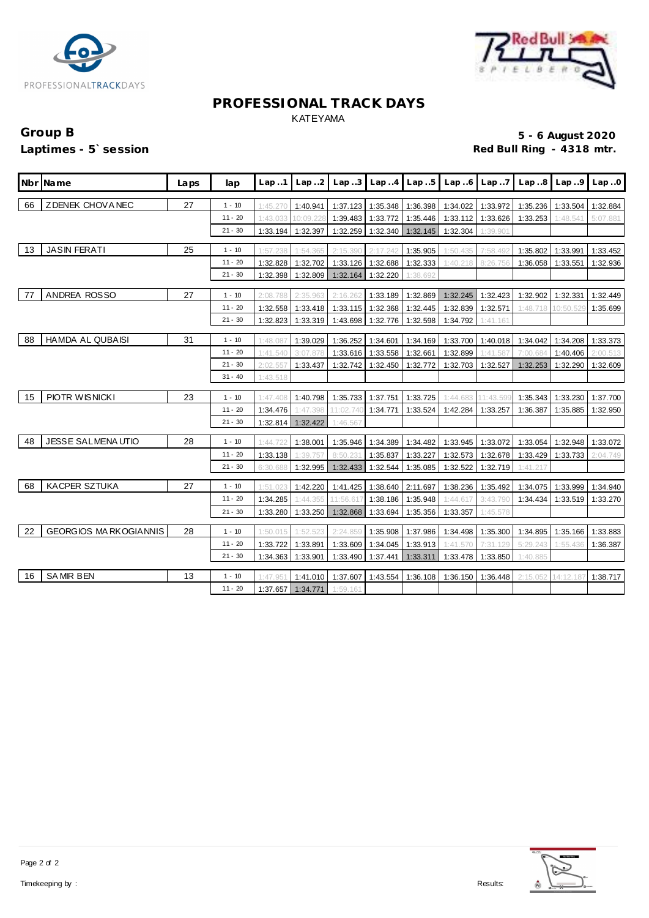# PROFESSIONAL TRACK DAYS

KATEYAMA

**Group B**

**Laptimes - 5` session**

**5 - 6 August 2020**

**Red Bull Ring - 4318 mtr.**

| Nbr | Name | Laps | lap | Lap..1 | Lap..2 | Lap..3 | Lap..4 | Lap..5 | Lap..6 | Lap..7 | Lap..8 | Lap..9 | Lap..0 |
|---|---|---|---|---|---|---|---|---|---|---|---|---|---|
| 66 | ZDENEK CHOVANEC | 27 | 1 - 10 | 1:45.270 | 1:40.941 | 1:37.123 | 1:35.348 | 1:36.398 | 1:34.022 | 1:33.972 | 1:35.236 | 1:33.504 | 1:32.884 |
| | | | 11 - 20 | 1:43.033 | 10:09.228 | 1:39.483 | 1:33.772 | 1:35.446 | 1:33.112 | 1:33.626 | 1:33.253 | 1:48.541 | 5:07.881 |
| | | | 21 - 30 | 1:33.194 | 1:32.397 | 1:32.259 | 1:32.340 | 1:32.145 | 1:32.304 | 1:39.901 | | | |
| 13 | JASIN FERATI | 25 | 1 - 10 | 1:57.238 | 1:54.365 | 2:15.390 | 2:17.242 | 1:35.905 | 1:50.435 | 7:58.492 | 1:35.802 | 1:33.991 | 1:33.452 |
| | | | 11 - 20 | 1:32.828 | 1:32.702 | 1:33.126 | 1:32.688 | 1:32.333 | 1:40.218 | 8:26.756 | 1:36.058 | 1:33.551 | 1:32.936 |
| | | | 21 - 30 | 1:32.398 | 1:32.809 | 1:32.164 | 1:32.220 | 1:38.692 | | | | | |
| 77 | ANDREA ROSSO | 27 | 1 - 10 | 2:08.788 | 2:35.963 | 2:16.262 | 1:33.189 | 1:32.869 | 1:32.245 | 1:32.423 | 1:32.902 | 1:32.331 | 1:32.449 |
| | | | 11 - 20 | 1:32.558 | 1:33.418 | 1:33.115 | 1:32.368 | 1:32.445 | 1:32.839 | 1:32.571 | 1:48.718 | 10:50.529 | 1:35.699 |
| | | | 21 - 30 | 1:32.823 | 1:33.319 | 1:43.698 | 1:32.776 | 1:32.598 | 1:34.792 | 1:41.161 | | | |
| 88 | HAMDA AL QUBAISI | 31 | 1 - 10 | 1:48.087 | 1:39.029 | 1:36.252 | 1:34.601 | 1:34.169 | 1:33.700 | 1:40.018 | 1:34.042 | 1:34.208 | 1:33.373 |
| | | | 11 - 20 | 1:41.540 | 3:07.878 | 1:33.616 | 1:33.558 | 1:32.661 | 1:32.899 | 1:41.587 | 7:00.684 | 1:40.406 | 2:00.513 |
| | | | 21 - 30 | 2:02.557 | 1:33.437 | 1:32.742 | 1:32.450 | 1:32.772 | 1:32.703 | 1:32.527 | 1:32.253 | 1:32.290 | 1:32.609 |
| | | | 31 - 40 | 1:43.518 | | | | | | | | | |
| 15 | PIOTR WISNICKI | 23 | 1 - 10 | 1:47.408 | 1:40.798 | 1:35.733 | 1:37.751 | 1:33.725 | 1:44.683 | 11:43.599 | 1:35.343 | 1:33.230 | 1:37.700 |
| | | | 11 - 20 | 1:34.476 | 1:47.398 | 11:02.740 | 1:34.771 | 1:33.524 | 1:42.284 | 1:33.257 | 1:36.387 | 1:35.885 | 1:32.950 |
| | | | 21 - 30 | 1:32.814 | 1:32.422 | 1:46.567 | | | | | | | |
| 48 | JESSE SALMENAUTIO | 28 | 1 - 10 | 1:44.722 | 1:38.001 | 1:35.946 | 1:34.389 | 1:34.482 | 1:33.945 | 1:33.072 | 1:33.054 | 1:32.948 | 1:33.072 |
| | | | 11 - 20 | 1:33.138 | 1:39.757 | 8:50.231 | 1:35.837 | 1:33.227 | 1:32.573 | 1:32.678 | 1:33.429 | 1:33.733 | 2:04.749 |
| | | | 21 - 30 | 6:30.688 | 1:32.995 | 1:32.433 | 1:32.544 | 1:35.085 | 1:32.522 | 1:32.719 | 1:41.217 | | |
| 68 | KACPER SZTUKA | 27 | 1 - 10 | 1:51.023 | 1:42.220 | 1:41.425 | 1:38.640 | 2:11.697 | 1:38.236 | 1:35.492 | 1:34.075 | 1:33.999 | 1:34.940 |
| | | | 11 - 20 | 1:34.285 | 1:44.355 | 11:56.617 | 1:38.186 | 1:35.948 | 1:44.617 | 3:43.790 | 1:34.434 | 1:33.519 | 1:33.270 |
| | | | 21 - 30 | 1:33.280 | 1:33.250 | 1:32.868 | 1:33.694 | 1:35.356 | 1:33.357 | 1:45.578 | | | |
| 22 | GEORGIOS MARKOGIANNIS | 28 | 1 - 10 | 1:50.015 | 1:52.523 | 2:24.859 | 1:35.908 | 1:37.986 | 1:34.498 | 1:35.300 | 1:34.895 | 1:35.166 | 1:33.883 |
| | | | 11 - 20 | 1:33.722 | 1:33.891 | 1:33.609 | 1:34.045 | 1:33.913 | 1:41.570 | 7:31.129 | 5:29.243 | 1:55.436 | 1:36.387 |
| | | | 21 - 30 | 1:34.363 | 1:33.901 | 1:33.490 | 1:37.441 | 1:33.311 | 1:33.478 | 1:33.850 | 1:40.885 | | |
| 16 | SAMIR BEN | 13 | 1 - 10 | 1:47.951 | 1:41.010 | 1:37.607 | 1:43.554 | 1:36.108 | 1:36.150 | 1:36.448 | 2:15.052 | 14:12.187 | 1:38.717 |
| | | | 11 - 20 | 1:37.657 | 1:34.771 | 1:59.161 | | | | | | | |

Timekeeping by :

Results: